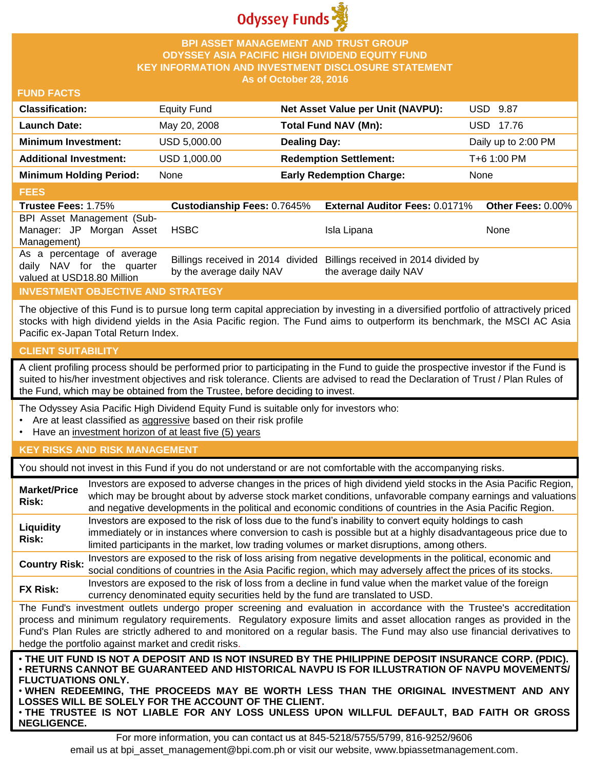Odyssey Funds

# BPI ASSET MANAGEMENT AND TRUST GROUP
# ODYSSEY ASIA PACIFIC HIGH DIVIDEND EQUITY FUND
# KEY INFORMATION AND INVESTMENT DISCLOSURE STATEMENT
## As of October 28, 2016

## FUND FACTS

| | | | |
|---|---|---|---|
| **Classification:** | Equity Fund | **Net Asset Value per Unit (NAVPU):** | USD 9.87 |
| **Launch Date:** | May 20, 2008 | **Total Fund NAV (Mn):** | USD 17.76 |
| **Minimum Investment:** | USD 5,000.00 | **Dealing Day:** | Daily up to 2:00 PM |
| **Additional Investment:** | USD 1,000.00 | **Redemption Settlement:** | T+6 1:00 PM |
| **Minimum Holding Period:** | None | **Early Redemption Charge:** | None |

## FEES

| **Trustee Fees:** 1.75% | **Custodianship Fees:** 0.7645% | **External Auditor Fees:** 0.0171% | **Other Fees:** 0.00% |
|---|---|---|---|
| BPI Asset Management (Sub-Manager: JP Morgan Asset Management) | HSBC | Isla Lipana | None |
| As a percentage of average daily NAV for the quarter valued at USD18.80 Million | Billings received in 2014 divided by the average daily NAV | Billings received in 2014 divided by the average daily NAV | |

## INVESTMENT OBJECTIVE AND STRATEGY

The objective of this Fund is to pursue long term capital appreciation by investing in a diversified portfolio of attractively priced stocks with high dividend yields in the Asia Pacific region. The Fund aims to outperform its benchmark, the MSCI AC Asia Pacific ex-Japan Total Return Index.

## CLIENT SUITABILITY

A client profiling process should be performed prior to participating in the Fund to guide the prospective investor if the Fund is suited to his/her investment objectives and risk tolerance. Clients are advised to read the Declaration of Trust / Plan Rules of the Fund, which may be obtained from the Trustee, before deciding to invest.

The Odyssey Asia Pacific High Dividend Equity Fund is suitable only for investors who:

- Are at least classified as aggressive based on their risk profile
- Have an investment horizon of at least five (5) years

## KEY RISKS AND RISK MANAGEMENT

You should not invest in this Fund if you do not understand or are not comfortable with the accompanying risks.

| | |
|---|---|
| **Market/Price Risk:** | Investors are exposed to adverse changes in the prices of high dividend yield stocks in the Asia Pacific Region, which may be brought about by adverse stock market conditions, unfavorable company earnings and valuations and negative developments in the political and economic conditions of countries in the Asia Pacific Region. |
| **Liquidity Risk:** | Investors are exposed to the risk of loss due to the fund's inability to convert equity holdings to cash immediately or in instances where conversion to cash is possible but at a highly disadvantageous price due to limited participants in the market, low trading volumes or market disruptions, among others. |
| **Country Risk:** | Investors are exposed to the risk of loss arising from negative developments in the political, economic and social conditions of countries in the Asia Pacific region, which may adversely affect the prices of its stocks. |
| **FX Risk:** | Investors are exposed to the risk of loss from a decline in fund value when the market value of the foreign currency denominated equity securities held by the fund are translated to USD. |

The Fund's investment outlets undergo proper screening and evaluation in accordance with the Trustee's accreditation process and minimum regulatory requirements. Regulatory exposure limits and asset allocation ranges as provided in the Fund's Plan Rules are strictly adhered to and monitored on a regular basis. The Fund may also use financial derivatives to hedge the portfolio against market and credit risks.

- **THE UIT FUND IS NOT A DEPOSIT AND IS NOT INSURED BY THE PHILIPPINE DEPOSIT INSURANCE CORP. (PDIC).**
- **RETURNS CANNOT BE GUARANTEED AND HISTORICAL NAVPU IS FOR ILLUSTRATION OF NAVPU MOVEMENTS/ FLUCTUATIONS ONLY.**
- **WHEN REDEEMING, THE PROCEEDS MAY BE WORTH LESS THAN THE ORIGINAL INVESTMENT AND ANY LOSSES WILL BE SOLELY FOR THE ACCOUNT OF THE CLIENT.**
- **THE TRUSTEE IS NOT LIABLE FOR ANY LOSS UNLESS UPON WILLFUL DEFAULT, BAD FAITH OR GROSS NEGLIGENCE.**

For more information, you can contact us at 845-5218/5755/5799, 816-9252/9606 email us at bpi_asset_management@bpi.com.ph or visit our website, www.bpiassetmanagement.com.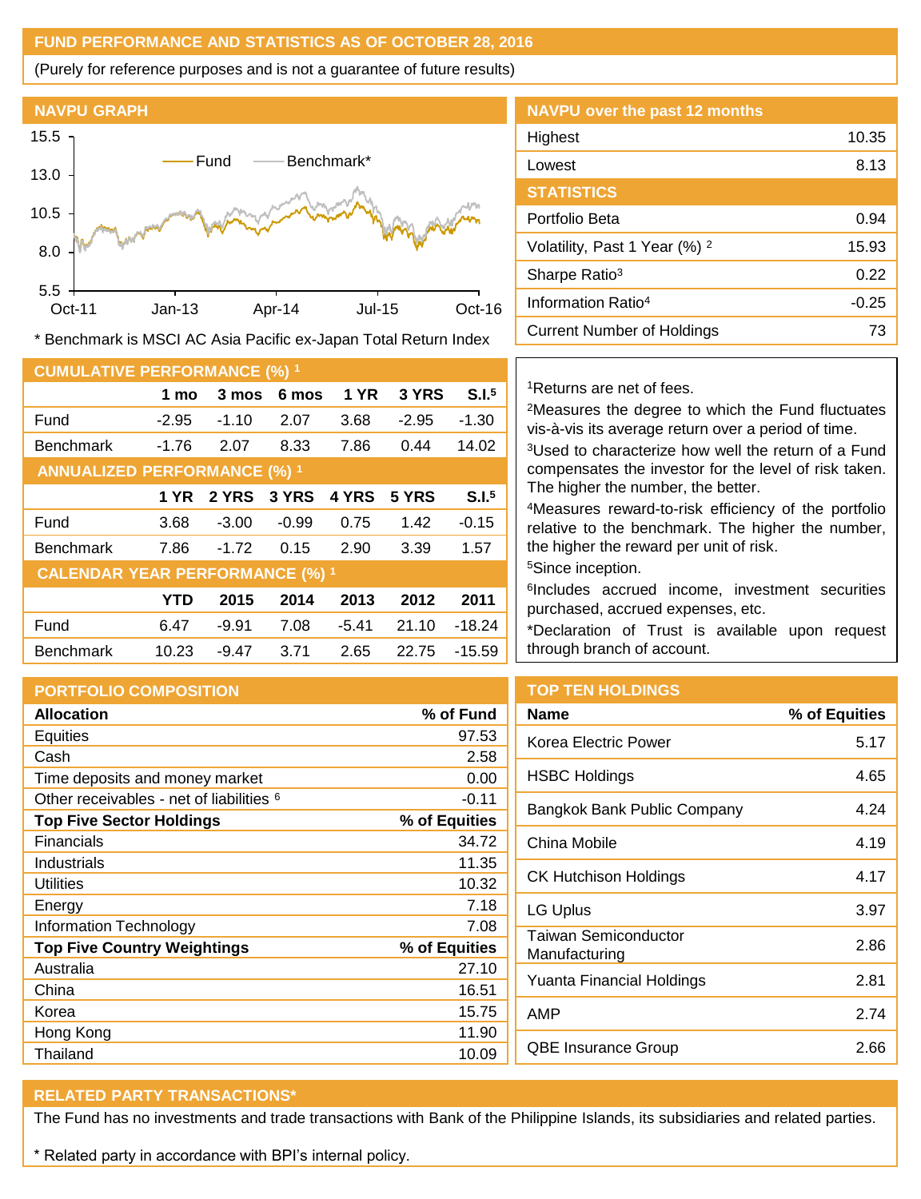## FUND PERFORMANCE AND STATISTICS AS OF OCTOBER 28, 2016

(Purely for reference purposes and is not a guarantee of future results)

### NAVPU GRAPH

* Benchmark is MSCI AC Asia Pacific ex-Japan Total Return Index

### NAVPU over the past 12 months

| | |
|---|---|
| Highest | 10.35 |
| Lowest | 8.13 |

### STATISTICS

| | |
|---|---|
| Portfolio Beta | 0.94 |
| Volatility, Past 1 Year (%) [2] | 15.93 |
| Sharpe Ratio[3] | 0.22 |
| Information Ratio[4] | -0.25 |
| Current Number of Holdings | 73 |

### CUMULATIVE PERFORMANCE (%) [1]

| | 1 mo | 3 mos | 6 mos | 1 YR | 3 YRS | S.I.[5] |
|---|---|---|---|---|---|---|
| Fund | -2.95 | -1.10 | 2.07 | 3.68 | -2.95 | -1.30 |
| Benchmark | -1.76 | 2.07 | 8.33 | 7.86 | 0.44 | 14.02 |

### ANNUALIZED PERFORMANCE (%) [1]

| | 1 YR | 2 YRS | 3 YRS | 4 YRS | 5 YRS | S.I.[5] |
|---|---|---|---|---|---|---|
| Fund | 3.68 | -3.00 | -0.99 | 0.75 | 1.42 | -0.15 |
| Benchmark | 7.86 | -1.72 | 0.15 | 2.90 | 3.39 | 1.57 |

### CALENDAR YEAR PERFORMANCE (%) [1]

| | YTD | 2015 | 2014 | 2013 | 2012 | 2011 |
|---|---|---|---|---|---|---|
| Fund | 6.47 | -9.91 | 7.08 | -5.41 | 21.10 | -18.24 |
| Benchmark | 10.23 | -9.47 | 3.71 | 2.65 | 22.75 | -15.59 |

[1]Returns are net of fees.

[2]Measures the degree to which the Fund fluctuates vis-à-vis its average return over a period of time.

[3]Used to characterize how well the return of a Fund compensates the investor for the level of risk taken. The higher the number, the better.

[4]Measures reward-to-risk efficiency of the portfolio relative to the benchmark. The higher the number, the higher the reward per unit of risk.

[5]Since inception.

[6]Includes accrued income, investment securities purchased, accrued expenses, etc.

*Declaration of Trust is available upon request through branch of account.

### PORTFOLIO COMPOSITION

| **Allocation** | **% of Fund** |
|---|---|
| Equities | 97.53 |
| Cash | 2.58 |
| Time deposits and money market | 0.00 |
| Other receivables - net of liabilities [6] | -0.11 |
| **Top Five Sector Holdings** | **% of Equities** |
| Financials | 34.72 |
| Industrials | 11.35 |
| Utilities | 10.32 |
| Energy | 7.18 |
| Information Technology | 7.08 |
| **Top Five Country Weightings** | **% of Equities** |
| Australia | 27.10 |
| China | 16.51 |
| Korea | 15.75 |
| Hong Kong | 11.90 |
| Thailand | 10.09 |

### TOP TEN HOLDINGS

| Name | % of Equities |
|---|---|
| Korea Electric Power | 5.17 |
| HSBC Holdings | 4.65 |
| Bangkok Bank Public Company | 4.24 |
| China Mobile | 4.19 |
| CK Hutchison Holdings | 4.17 |
| LG Uplus | 3.97 |
| Taiwan Semiconductor Manufacturing | 2.86 |
| Yuanta Financial Holdings | 2.81 |
| AMP | 2.74 |
| QBE Insurance Group | 2.66 |

### RELATED PARTY TRANSACTIONS*

The Fund has no investments and trade transactions with Bank of the Philippine Islands, its subsidiaries and related parties.

* Related party in accordance with BPI's internal policy.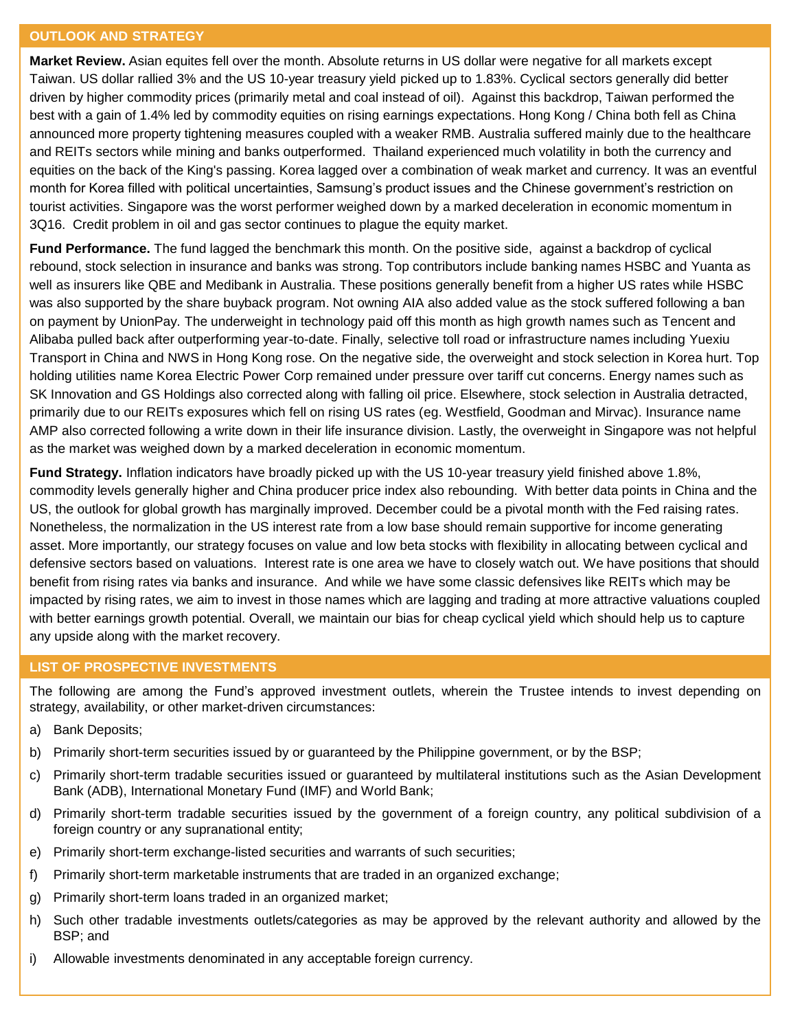## OUTLOOK AND STRATEGY

**Market Review.** Asian equites fell over the month. Absolute returns in US dollar were negative for all markets except Taiwan. US dollar rallied 3% and the US 10-year treasury yield picked up to 1.83%. Cyclical sectors generally did better driven by higher commodity prices (primarily metal and coal instead of oil). Against this backdrop, Taiwan performed the best with a gain of 1.4% led by commodity equities on rising earnings expectations. Hong Kong / China both fell as China announced more property tightening measures coupled with a weaker RMB. Australia suffered mainly due to the healthcare and REITs sectors while mining and banks outperformed. Thailand experienced much volatility in both the currency and equities on the back of the King's passing. Korea lagged over a combination of weak market and currency. It was an eventful month for Korea filled with political uncertainties, Samsung's product issues and the Chinese government's restriction on tourist activities. Singapore was the worst performer weighed down by a marked deceleration in economic momentum in 3Q16. Credit problem in oil and gas sector continues to plague the equity market.

**Fund Performance.** The fund lagged the benchmark this month. On the positive side, against a backdrop of cyclical rebound, stock selection in insurance and banks was strong. Top contributors include banking names HSBC and Yuanta as well as insurers like QBE and Medibank in Australia. These positions generally benefit from a higher US rates while HSBC was also supported by the share buyback program. Not owning AIA also added value as the stock suffered following a ban on payment by UnionPay. The underweight in technology paid off this month as high growth names such as Tencent and Alibaba pulled back after outperforming year-to-date. Finally, selective toll road or infrastructure names including Yuexiu Transport in China and NWS in Hong Kong rose. On the negative side, the overweight and stock selection in Korea hurt. Top holding utilities name Korea Electric Power Corp remained under pressure over tariff cut concerns. Energy names such as SK Innovation and GS Holdings also corrected along with falling oil price. Elsewhere, stock selection in Australia detracted, primarily due to our REITs exposures which fell on rising US rates (eg. Westfield, Goodman and Mirvac). Insurance name AMP also corrected following a write down in their life insurance division. Lastly, the overweight in Singapore was not helpful as the market was weighed down by a marked deceleration in economic momentum.

**Fund Strategy.** Inflation indicators have broadly picked up with the US 10-year treasury yield finished above 1.8%, commodity levels generally higher and China producer price index also rebounding. With better data points in China and the US, the outlook for global growth has marginally improved. December could be a pivotal month with the Fed raising rates. Nonetheless, the normalization in the US interest rate from a low base should remain supportive for income generating asset. More importantly, our strategy focuses on value and low beta stocks with flexibility in allocating between cyclical and defensive sectors based on valuations. Interest rate is one area we have to closely watch out. We have positions that should benefit from rising rates via banks and insurance. And while we have some classic defensives like REITs which may be impacted by rising rates, we aim to invest in those names which are lagging and trading at more attractive valuations coupled with better earnings growth potential. Overall, we maintain our bias for cheap cyclical yield which should help us to capture any upside along with the market recovery.

## LIST OF PROSPECTIVE INVESTMENTS

The following are among the Fund's approved investment outlets, wherein the Trustee intends to invest depending on strategy, availability, or other market-driven circumstances:

a) Bank Deposits;
b) Primarily short-term securities issued by or guaranteed by the Philippine government, or by the BSP;
c) Primarily short-term tradable securities issued or guaranteed by multilateral institutions such as the Asian Development Bank (ADB), International Monetary Fund (IMF) and World Bank;
d) Primarily short-term tradable securities issued by the government of a foreign country, any political subdivision of a foreign country or any supranational entity;
e) Primarily short-term exchange-listed securities and warrants of such securities;
f) Primarily short-term marketable instruments that are traded in an organized exchange;
g) Primarily short-term loans traded in an organized market;
h) Such other tradable investments outlets/categories as may be approved by the relevant authority and allowed by the BSP; and
i) Allowable investments denominated in any acceptable foreign currency.